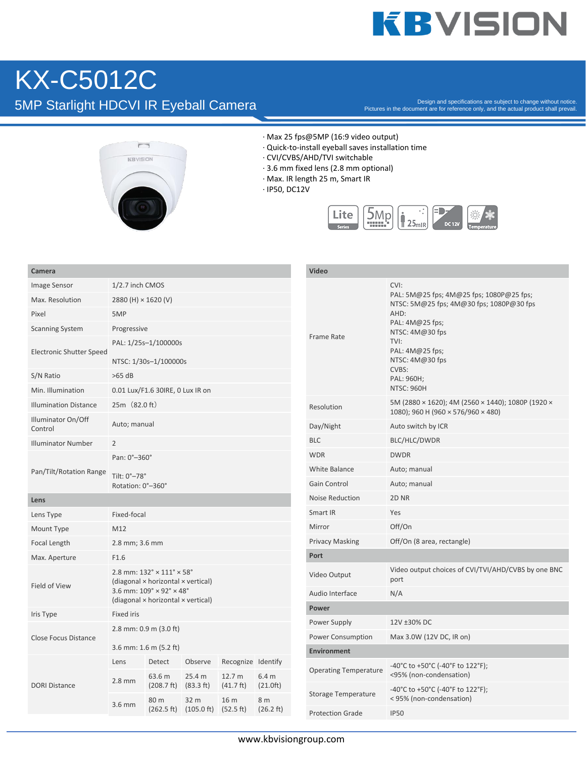# KX-C5012C

## 5MP Starlight HDCVI IR Eyeball Camera

Design and specifications are subject to change without notice.
Pictures in the document are for reference only, and the actual product shall prevail.

- · Max 25 fps@5MP (16:9 video output)
- · Quick-to-install eyeball saves installation time
- · CVI/CVBS/AHD/TVI switchable
- · 3.6 mm fixed lens (2.8 mm optional)
- · Max. IR length 25 m, Smart IR
- · IP50, DC12V

| Camera | | | | | |
|---|---|---|---|---|---|
| Image Sensor | 1/2.7 inch CMOS | | | | |
| Max. Resolution | 2880 (H) × 1620 (V) | | | | |
| Pixel | 5MP | | | | |
| Scanning System | Progressive | | | | |
| Electronic Shutter Speed | PAL: 1/25s–1/100000s<br>NTSC: 1/30s–1/100000s | | | | |
| S/N Ratio | >65 dB | | | | |
| Min. Illumination | 0.01 Lux/F1.6 30IRE, 0 Lux IR on | | | | |
| Illumination Distance | 25m（82.0 ft） | | | | |
| Illuminator On/Off Control | Auto; manual | | | | |
| Illuminator Number | 2 | | | | |
| Pan/Tilt/Rotation Range | Pan: 0°–360°<br>Tilt: 0°–78°<br>Rotation: 0°–360° | | | | |
| **Lens** | | | | | |
| Lens Type | Fixed-focal | | | | |
| Mount Type | M12 | | | | |
| Focal Length | 2.8 mm; 3.6 mm | | | | |
| Max. Aperture | F1.6 | | | | |
| Field of View | 2.8 mm: 132° × 111° × 58° (diagonal × horizontal × vertical)<br>3.6 mm: 109° × 92° × 48° (diagonal × horizontal × vertical) | | | | |
| Iris Type | Fixed iris | | | | |
| Close Focus Distance | 2.8 mm: 0.9 m (3.0 ft)<br>3.6 mm: 1.6 m (5.2 ft) | | | | |
| DORI Distance | Lens | Detect | Observe | Recognize | Identify |
| | 2.8 mm | 63.6 m (208.7 ft) | 25.4 m (83.3 ft) | 12.7 m (41.7 ft) | 6.4 m (21.0ft) |
| | 3.6 mm | 80 m (262.5 ft) | 32 m (105.0 ft) | 16 m (52.5 ft) | 8 m (26.2 ft) |

| Video | |
|---|---|
| Frame Rate | CVI:<br>PAL: 5M@25 fps; 4M@25 fps; 1080P@25 fps;<br>NTSC: 5M@25 fps; 4M@30 fps; 1080P@30 fps<br>AHD:<br>PAL: 4M@25 fps;<br>NTSC: 4M@30 fps<br>TVI:<br>PAL: 4M@25 fps;<br>NTSC: 4M@30 fps<br>CVBS:<br>PAL: 960H;<br>NTSC: 960H |
| Resolution | 5M (2880 × 1620); 4M (2560 × 1440); 1080P (1920 × 1080); 960 H (960 × 576/960 × 480) |
| Day/Night | Auto switch by ICR |
| BLC | BLC/HLC/DWDR |
| WDR | DWDR |
| White Balance | Auto; manual |
| Gain Control | Auto; manual |
| Noise Reduction | 2D NR |
| Smart IR | Yes |
| Mirror | Off/On |
| Privacy Masking | Off/On (8 area, rectangle) |
| **Port** | |
| Video Output | Video output choices of CVI/TVI/AHD/CVBS by one BNC port |
| Audio Interface | N/A |
| **Power** | |
| Power Supply | 12V ±30% DC |
| Power Consumption | Max 3.0W (12V DC, IR on) |
| **Environment** | |
| Operating Temperature | -40°C to +50°C (-40°F to 122°F); <95% (non-condensation) |
| Storage Temperature | -40°C to +50°C (-40°F to 122°F); < 95% (non-condensation) |
| Protection Grade | IP50 |

www.kbvisiongroup.com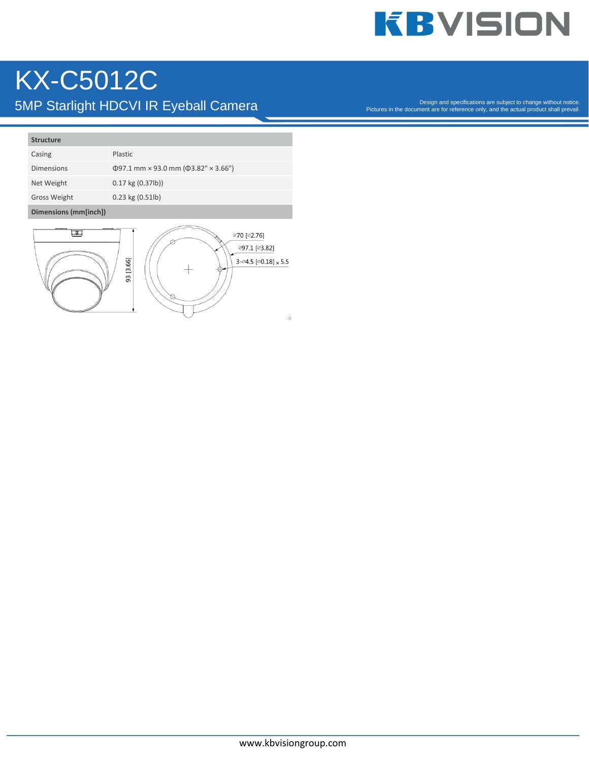# KX-C5012C

## 5MP Starlight HDCVI IR Eyeball Camera

Design and specifications are subject to change without notice.
Pictures in the document are for reference only, and the actual product shall prevail.

| Structure | |
|---|---|
| Casing | Plastic |
| Dimensions | Φ97.1 mm × 93.0 mm (Φ3.82" × 3.66") |
| Net Weight | 0.17 kg (0.37lb)) |
| Gross Weight | 0.23 kg (0.51lb) |

**Dimensions (mm[inch])**

93 [3.66]

⌀70 [⌀2.76]

⌀97.1 [⌀3.82]

3-⌀4.5 [⌀0.18] × 5.5

www.kbvisiongroup.com